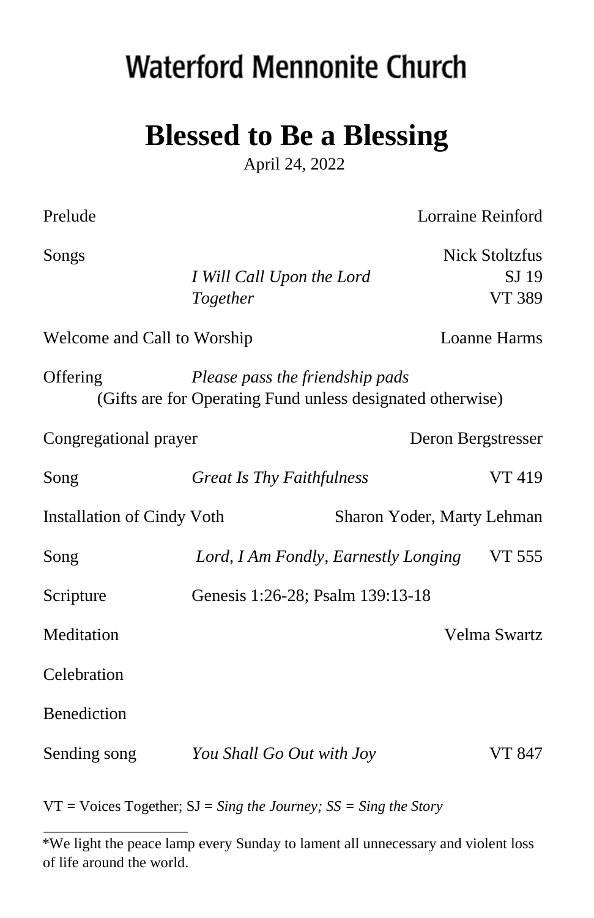# Waterford Mennonite Church

## Blessed to Be a Blessing

April 24, 2022

Prelude — Lorraine Reinford

Songs — Nick Stoltzfus
- *I Will Call Upon the Lord* — SJ 19
- *Together* — VT 389

Welcome and Call to Worship — Loanne Harms

Offering — *Please pass the friendship pads*
(Gifts are for Operating Fund unless designated otherwise)

Congregational prayer — Deron Bergstresser

Song — *Great Is Thy Faithfulness* — VT 419

Installation of Cindy Voth — Sharon Yoder, Marty Lehman

Song — *Lord, I Am Fondly, Earnestly Longing* — VT 555

Scripture — Genesis 1:26-28; Psalm 139:13-18

Meditation — Velma Swartz

Celebration

Benediction

Sending song — *You Shall Go Out with Joy* — VT 847

VT = Voices Together; SJ = *Sing the Journey; SS = Sing the Story*

---

*We light the peace lamp every Sunday to lament all unnecessary and violent loss of life around the world.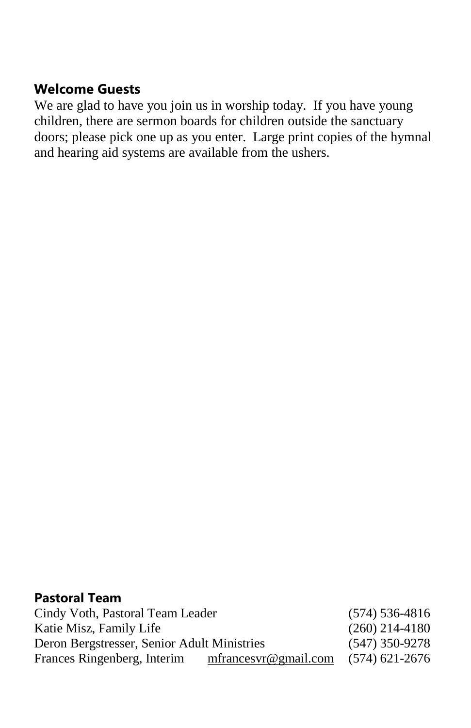## Welcome Guests

We are glad to have you join us in worship today. If you have young children, there are sermon boards for children outside the sanctuary doors; please pick one up as you enter. Large print copies of the hymnal and hearing aid systems are available from the ushers.

## Pastoral Team

| | | |
|---|---|---|
| Cindy Voth, Pastoral Team Leader | | (574) 536-4816 |
| Katie Misz, Family Life | | (260) 214-4180 |
| Deron Bergstresser, Senior Adult Ministries | | (547) 350-9278 |
| Frances Ringenberg, Interim | mfrancesvr@gmail.com | (574) 621-2676 |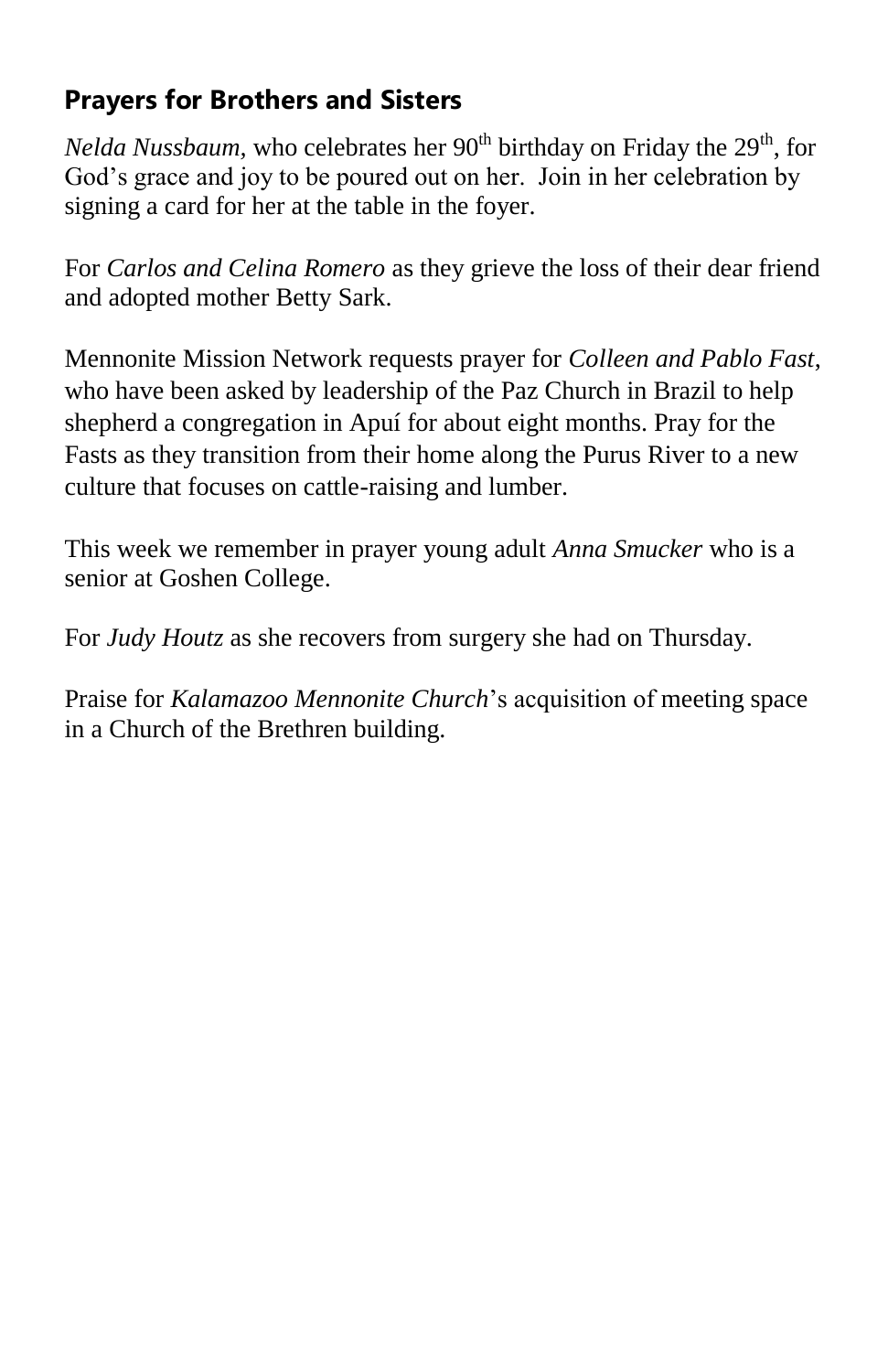## Prayers for Brothers and Sisters

*Nelda Nussbaum*, who celebrates her 90th birthday on Friday the 29th, for God's grace and joy to be poured out on her. Join in her celebration by signing a card for her at the table in the foyer.

For *Carlos and Celina Romero* as they grieve the loss of their dear friend and adopted mother Betty Sark.

Mennonite Mission Network requests prayer for *Colleen and Pablo Fast*, who have been asked by leadership of the Paz Church in Brazil to help shepherd a congregation in Apuí for about eight months. Pray for the Fasts as they transition from their home along the Purus River to a new culture that focuses on cattle-raising and lumber.

This week we remember in prayer young adult *Anna Smucker* who is a senior at Goshen College.

For *Judy Houtz* as she recovers from surgery she had on Thursday.

Praise for *Kalamazoo Mennonite Church*'s acquisition of meeting space in a Church of the Brethren building.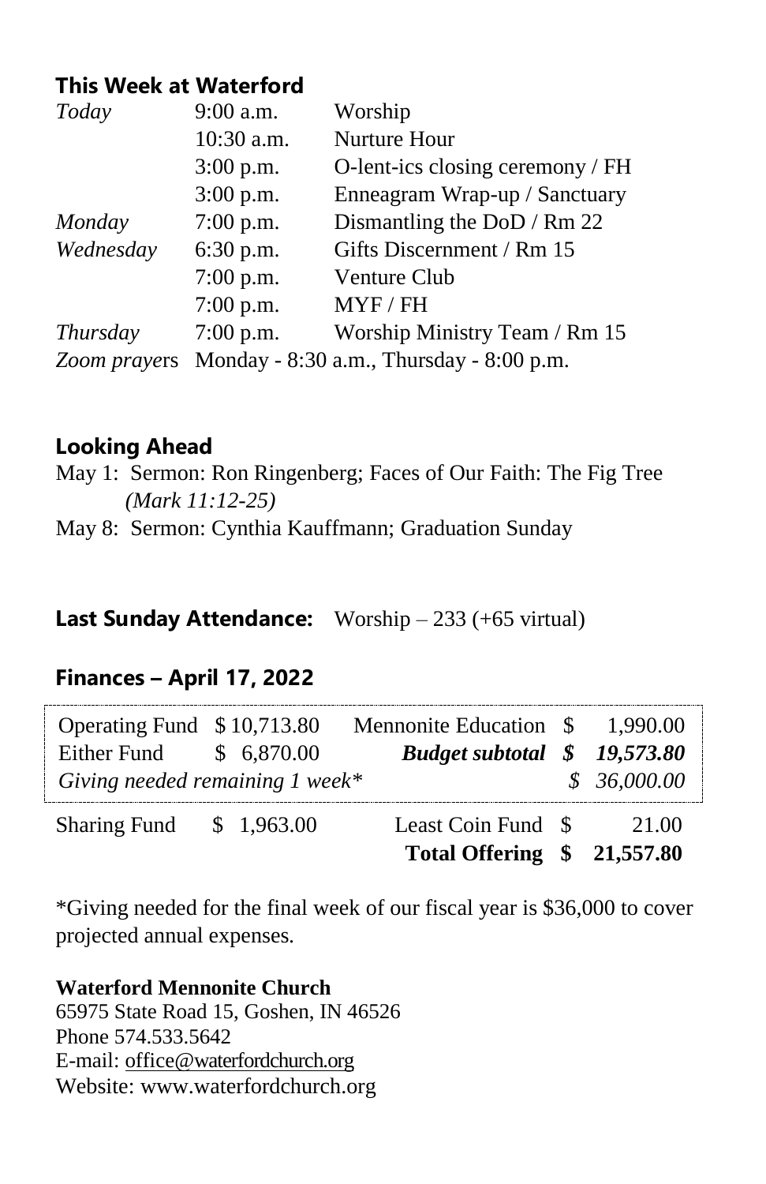## This Week at Waterford

| | | |
|---|---|---|
| *Today* | 9:00 a.m. | Worship |
| | 10:30 a.m. | Nurture Hour |
| | 3:00 p.m. | O-lent-ics closing ceremony / FH |
| | 3:00 p.m. | Enneagram Wrap-up / Sanctuary |
| *Monday* | 7:00 p.m. | Dismantling the DoD / Rm 22 |
| *Wednesday* | 6:30 p.m. | Gifts Discernment / Rm 15 |
| | 7:00 p.m. | Venture Club |
| | 7:00 p.m. | MYF / FH |
| *Thursday* | 7:00 p.m. | Worship Ministry Team / Rm 15 |
| *Zoom prayer*s | Monday - 8:30 a.m., Thursday - 8:00 p.m. | |

## Looking Ahead

May 1: Sermon: Ron Ringenberg; Faces of Our Faith: The Fig Tree *(Mark 11:12-25)*

May 8: Sermon: Cynthia Kauffmann; Graduation Sunday

**Last Sunday Attendance:** Worship – 233 (+65 virtual)

## Finances – April 17, 2022

| | | | |
|---|---|---|---|
| Operating Fund | $ 10,713.80 | Mennonite Education | $ 1,990.00 |
| Either Fund | $ 6,870.00 | ***Budget subtotal*** | ***$ 19,573.80*** |
| *Giving needed remaining 1 week** | | | *$ 36,000.00* |
| Sharing Fund | $ 1,963.00 | Least Coin Fund | $ 21.00 |
| | | **Total Offering** | **$ 21,557.80** |

*Giving needed for the final week of our fiscal year is $36,000 to cover projected annual expenses.

**Waterford Mennonite Church**
65975 State Road 15, Goshen, IN 46526
Phone 574.533.5642
E-mail: office@waterfordchurch.org
Website: www.waterfordchurch.org